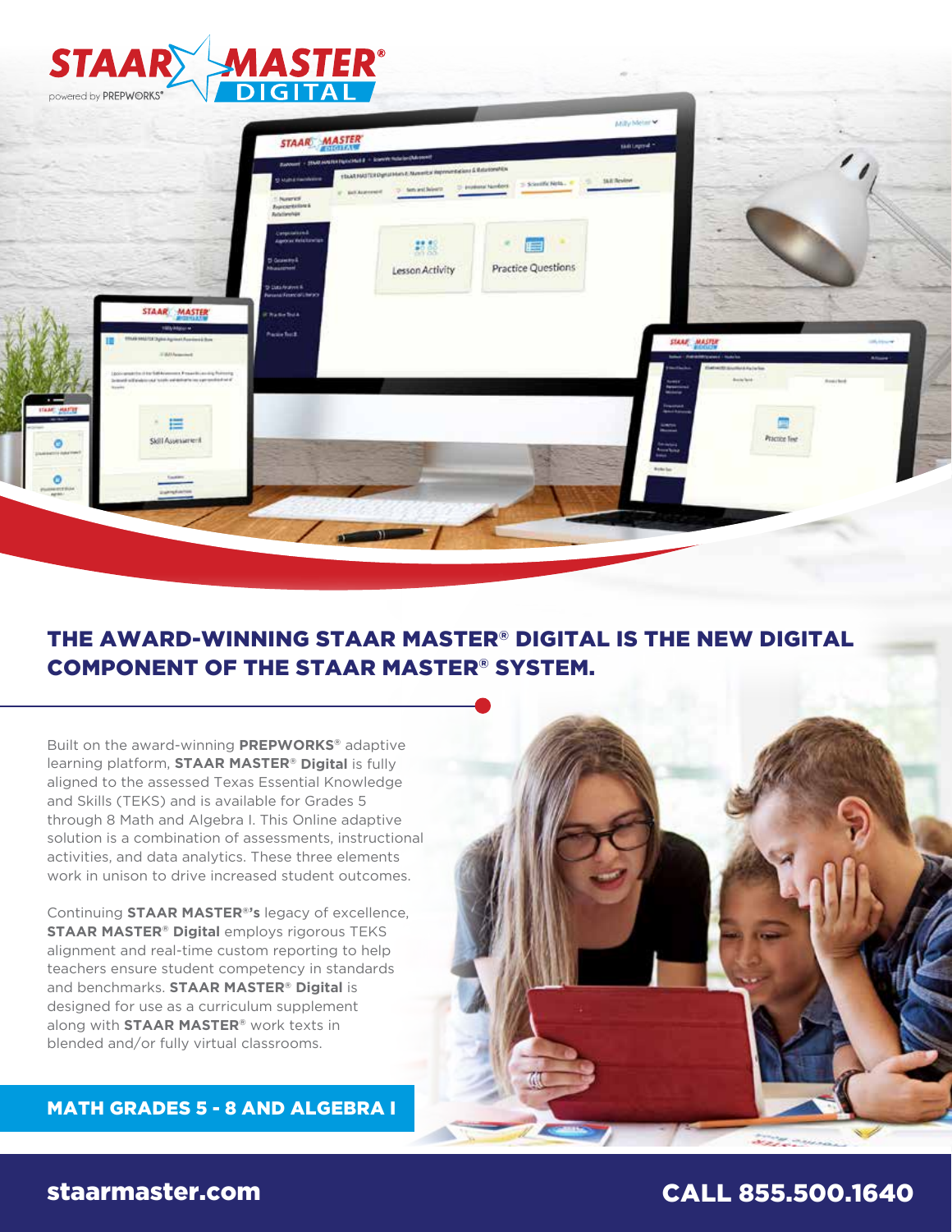# STAAR MASTER® DIGITAL

powered by PREPWORKS®

## THE AWARD-WINNING STAAR MASTER® DIGITAL IS THE NEW DIGITAL COMPONENT OF THE STAAR MASTER® SYSTEM.

Built on the award-winning **PREPWORKS®** adaptive learning platform, **STAAR MASTER® Digital** is fully aligned to the assessed Texas Essential Knowledge and Skills (TEKS) and is available for Grades 5 through 8 Math and Algebra I. This Online adaptive solution is a combination of assessments, instructional activities, and data analytics. These three elements work in unison to drive increased student outcomes.

Continuing **STAAR MASTER®'s** legacy of excellence, **STAAR MASTER® Digital** employs rigorous TEKS alignment and real-time custom reporting to help teachers ensure student competency in standards and benchmarks. **STAAR MASTER® Digital** is designed for use as a curriculum supplement along with **STAAR MASTER®** work texts in blended and/or fully virtual classrooms.

**MATH GRADES 5 - 8 AND ALGEBRA I**

**staarmaster.com**

**CALL 855.500.1640**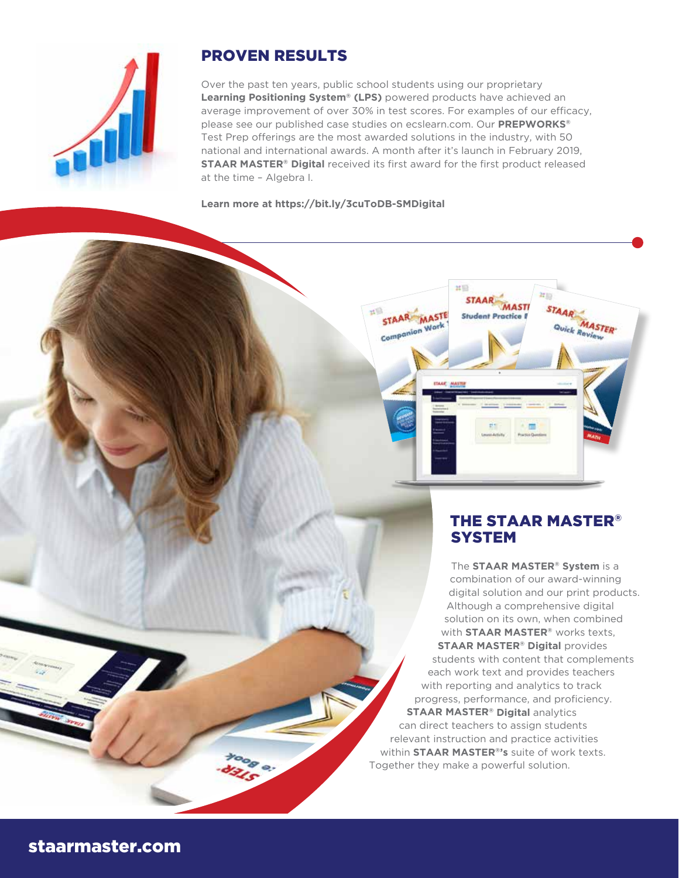## PROVEN RESULTS

Over the past ten years, public school students using our proprietary **Learning Positioning System® (LPS)** powered products have achieved an average improvement of over 30% in test scores. For examples of our efficacy, please see our published case studies on ecslearn.com. Our **PREPWORKS®** Test Prep offerings are the most awarded solutions in the industry, with 50 national and international awards. A month after it's launch in February 2019, **STAAR MASTER® Digital** received its first award for the first product released at the time – Algebra I.

**Learn more at https://bit.ly/3cuToDB-SMDigital**

## THE STAAR MASTER® SYSTEM

The **STAAR MASTER® System** is a combination of our award-winning digital solution and our print products. Although a comprehensive digital solution on its own, when combined with **STAAR MASTER®** works texts, **STAAR MASTER® Digital** provides students with content that complements each work text and provides teachers with reporting and analytics to track progress, performance, and proficiency. **STAAR MASTER® Digital** analytics can direct teachers to assign students relevant instruction and practice activities within **STAAR MASTER®'s** suite of work texts. Together they make a powerful solution.

staarmaster.com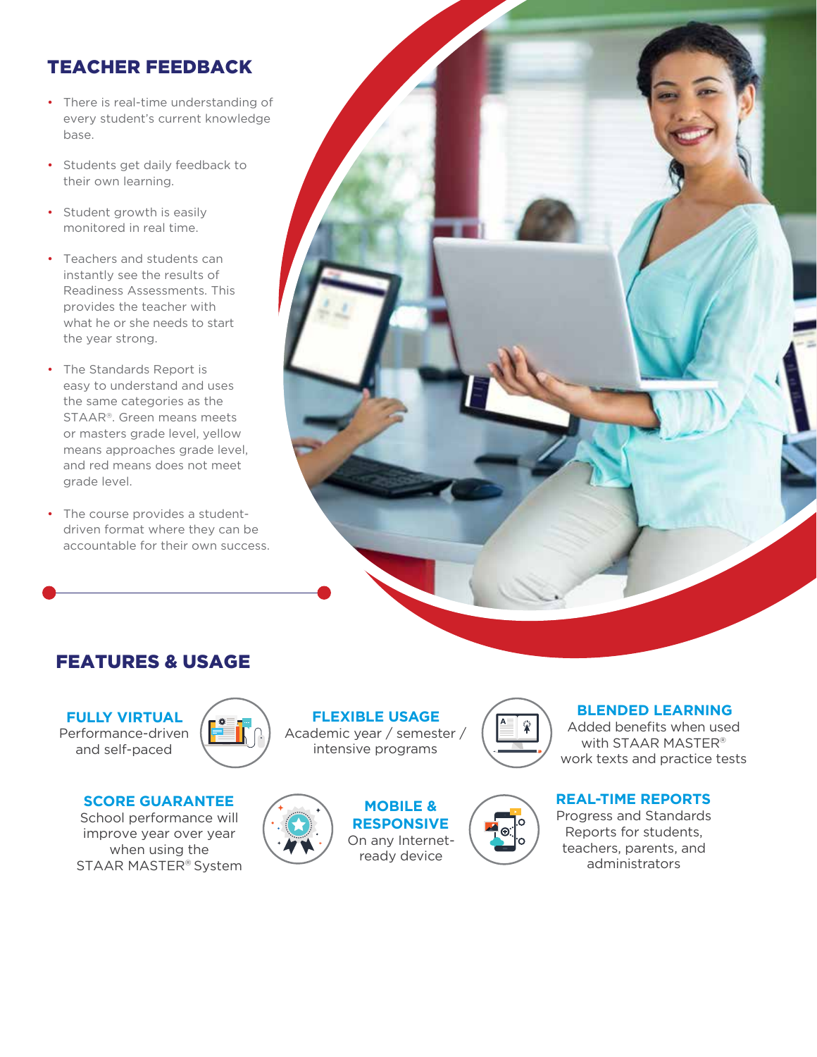## TEACHER FEEDBACK

- There is real-time understanding of every student's current knowledge base.
- Students get daily feedback to their own learning.
- Student growth is easily monitored in real time.
- Teachers and students can instantly see the results of Readiness Assessments. This provides the teacher with what he or she needs to start the year strong.
- The Standards Report is easy to understand and uses the same categories as the STAAR®. Green means meets or masters grade level, yellow means approaches grade level, and red means does not meet grade level.
- The course provides a student-driven format where they can be accountable for their own success.

## FEATURES & USAGE

**FULLY VIRTUAL**
Performance-driven and self-paced

**FLEXIBLE USAGE**
Academic year / semester / intensive programs

**BLENDED LEARNING**
Added benefits when used with STAAR MASTER® work texts and practice tests

**SCORE GUARANTEE**
School performance will improve year over year when using the STAAR MASTER® System

**MOBILE & RESPONSIVE**
On any Internet-ready device

**REAL-TIME REPORTS**
Progress and Standards Reports for students, teachers, parents, and administrators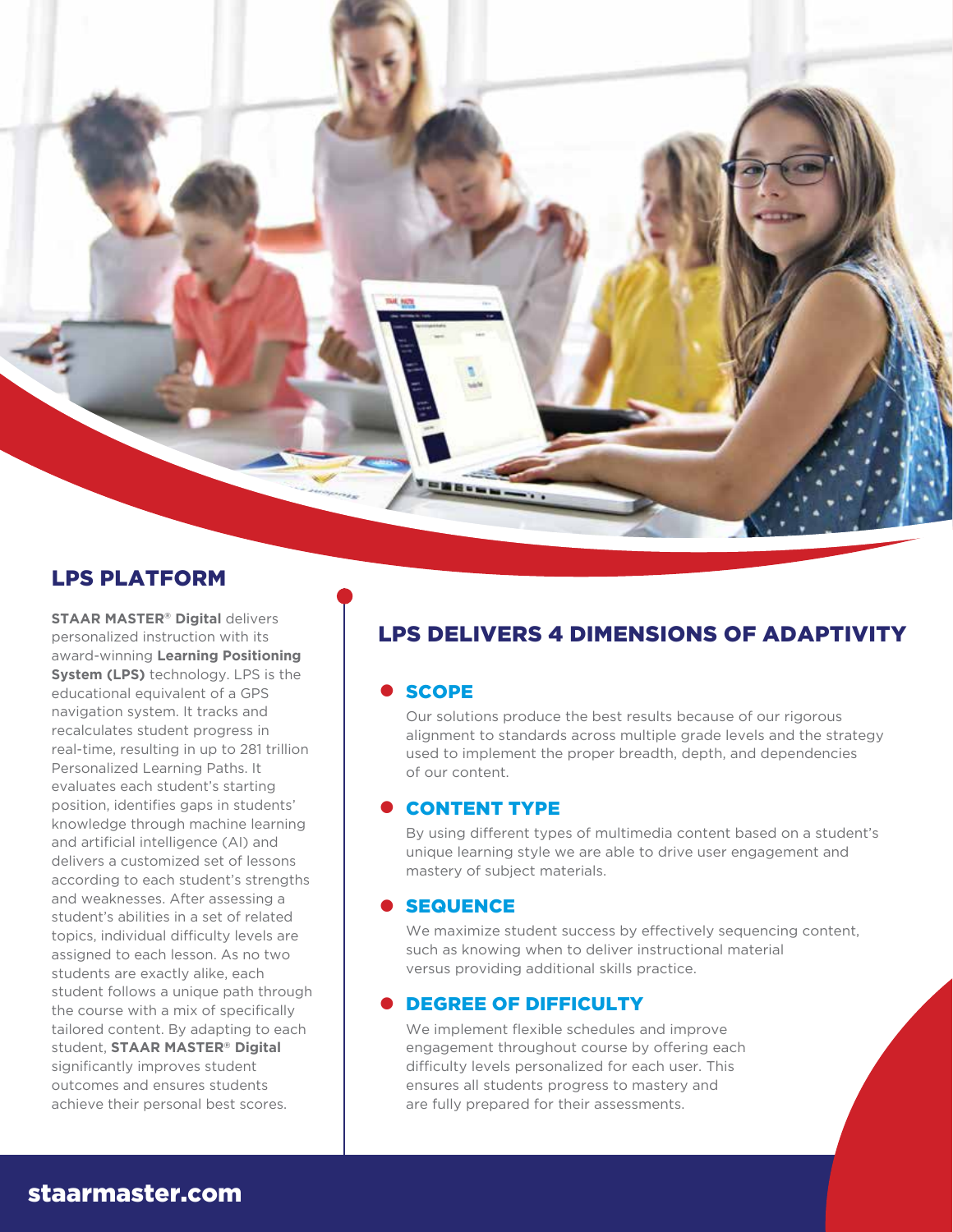## LPS PLATFORM

**STAAR MASTER® Digital** delivers personalized instruction with its award-winning **Learning Positioning System (LPS)** technology. LPS is the educational equivalent of a GPS navigation system. It tracks and recalculates student progress in real-time, resulting in up to 281 trillion Personalized Learning Paths. It evaluates each student's starting position, identifies gaps in students' knowledge through machine learning and artificial intelligence (AI) and delivers a customized set of lessons according to each student's strengths and weaknesses. After assessing a student's abilities in a set of related topics, individual difficulty levels are assigned to each lesson. As no two students are exactly alike, each student follows a unique path through the course with a mix of specifically tailored content. By adapting to each student, **STAAR MASTER® Digital** significantly improves student outcomes and ensures students achieve their personal best scores.

## LPS DELIVERS 4 DIMENSIONS OF ADAPTIVITY

### SCOPE

Our solutions produce the best results because of our rigorous alignment to standards across multiple grade levels and the strategy used to implement the proper breadth, depth, and dependencies of our content.

### CONTENT TYPE

By using different types of multimedia content based on a student's unique learning style we are able to drive user engagement and mastery of subject materials.

### SEQUENCE

We maximize student success by effectively sequencing content, such as knowing when to deliver instructional material versus providing additional skills practice.

### DEGREE OF DIFFICULTY

We implement flexible schedules and improve engagement throughout course by offering each difficulty levels personalized for each user. This ensures all students progress to mastery and are fully prepared for their assessments.

staarmaster.com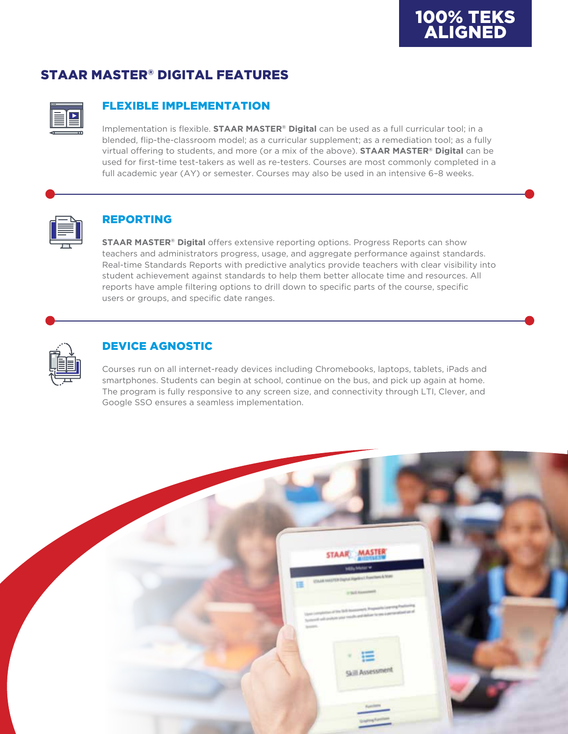**100% TEKS ALIGNED**

## STAAR MASTER® DIGITAL FEATURES

### FLEXIBLE IMPLEMENTATION

Implementation is flexible. **STAAR MASTER® Digital** can be used as a full curricular tool; in a blended, flip-the-classroom model; as a curricular supplement; as a remediation tool; as a fully virtual offering to students, and more (or a mix of the above). **STAAR MASTER® Digital** can be used for first-time test-takers as well as re-testers. Courses are most commonly completed in a full academic year (AY) or semester. Courses may also be used in an intensive 6–8 weeks.

### REPORTING

**STAAR MASTER® Digital** offers extensive reporting options. Progress Reports can show teachers and administrators progress, usage, and aggregate performance against standards. Real-time Standards Reports with predictive analytics provide teachers with clear visibility into student achievement against standards to help them better allocate time and resources. All reports have ample filtering options to drill down to specific parts of the course, specific users or groups, and specific date ranges.

### DEVICE AGNOSTIC

Courses run on all internet-ready devices including Chromebooks, laptops, tablets, iPads and smartphones. Students can begin at school, continue on the bus, and pick up again at home. The program is fully responsive to any screen size, and connectivity through LTI, Clever, and Google SSO ensures a seamless implementation.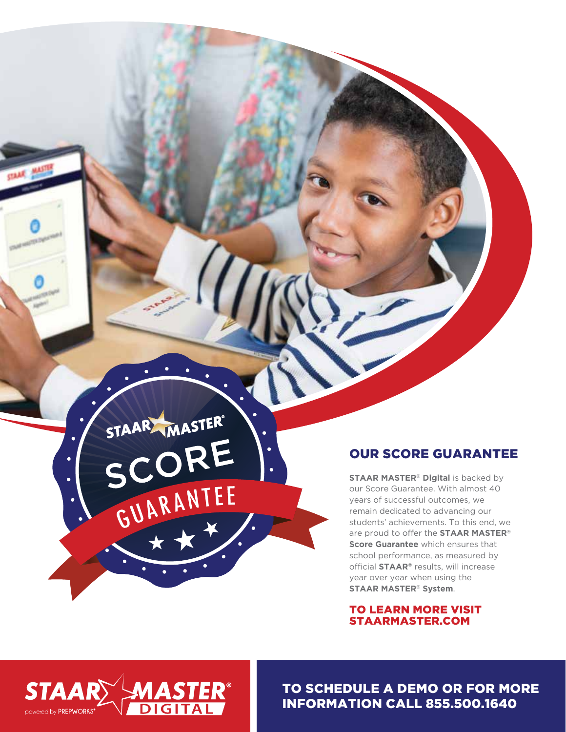STAAR MASTER®

SCORE

GUARANTEE

## OUR SCORE GUARANTEE

**STAAR MASTER® Digital** is backed by our Score Guarantee. With almost 40 years of successful outcomes, we remain dedicated to advancing our students' achievements. To this end, we are proud to offer the **STAAR MASTER® Score Guarantee** which ensures that school performance, as measured by official **STAAR®** results, will increase year over year when using the **STAAR MASTER® System**.

**TO LEARN MORE VISIT STAARMASTER.COM**

STAAR MASTER® DIGITAL

powered by PREPWORKS®

**TO SCHEDULE A DEMO OR FOR MORE INFORMATION CALL 855.500.1640**